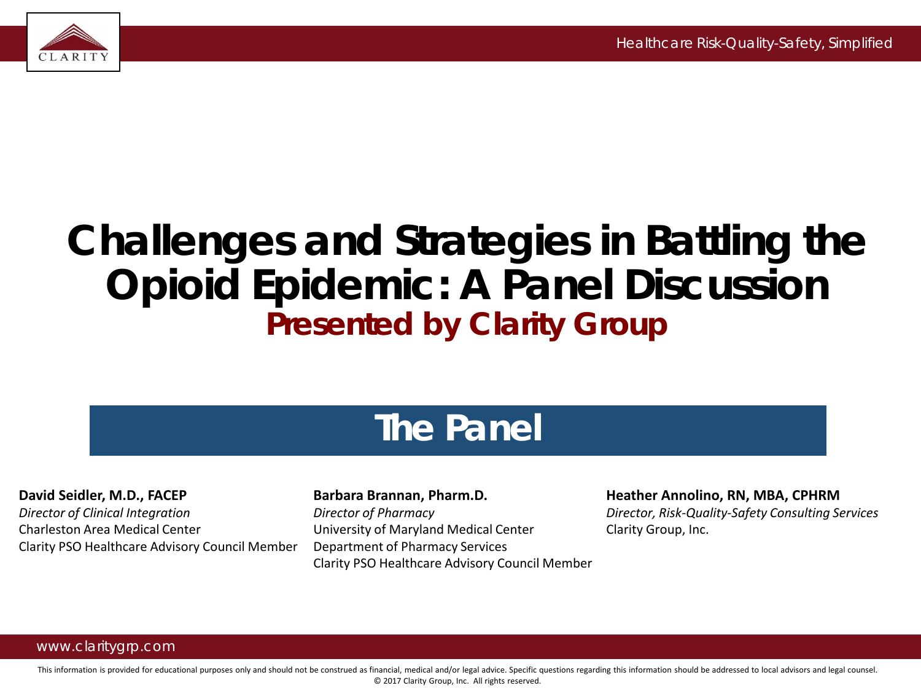# Challenges and Strategies in Battling the Opioid Epidemic: A Panel Discussion

## Presented by Clarity Group

## The Panel

**David Seidler, M.D., FACEP**
*Director of Clinical Integration*
Charleston Area Medical Center
Clarity PSO Healthcare Advisory Council Member

**Barbara Brannan, Pharm.D.**
*Director of Pharmacy*
University of Maryland Medical Center
Department of Pharmacy Services
Clarity PSO Healthcare Advisory Council Member

**Heather Annolino, RN, MBA, CPHRM**
*Director, Risk-Quality-Safety Consulting Services*
Clarity Group, Inc.

This information is provided for educational purposes only and should not be construed as financial, medical and/or legal advice. Specific questions regarding this information should be addressed to local advisors and legal counsel.
© 2017 Clarity Group, Inc. All rights reserved.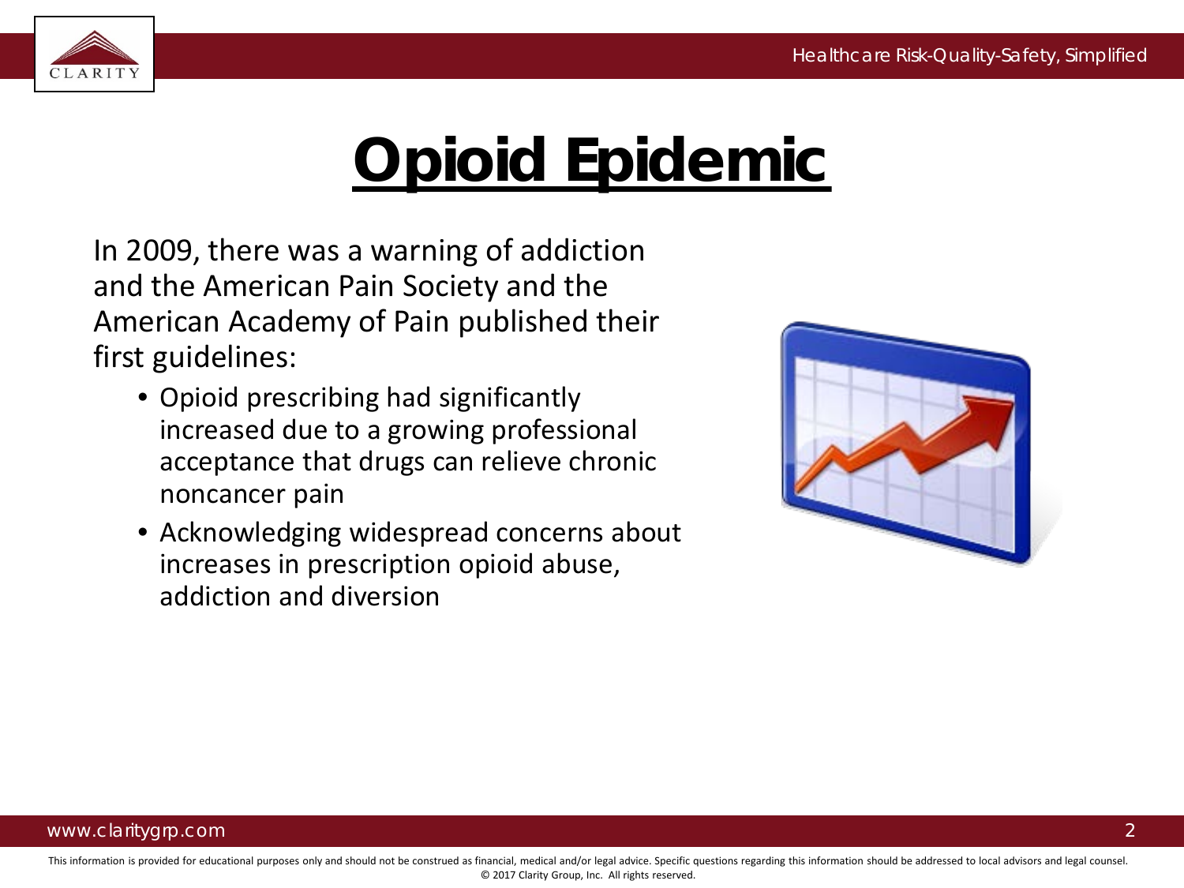# Opioid Epidemic

In 2009, there was a warning of addiction and the American Pain Society and the American Academy of Pain published their first guidelines:

- Opioid prescribing had significantly increased due to a growing professional acceptance that drugs can relieve chronic noncancer pain
- Acknowledging widespread concerns about increases in prescription opioid abuse, addiction and diversion

This information is provided for educational purposes only and should not be construed as financial, medical and/or legal advice. Specific questions regarding this information should be addressed to local advisors and legal counsel.
© 2017 Clarity Group, Inc. All rights reserved.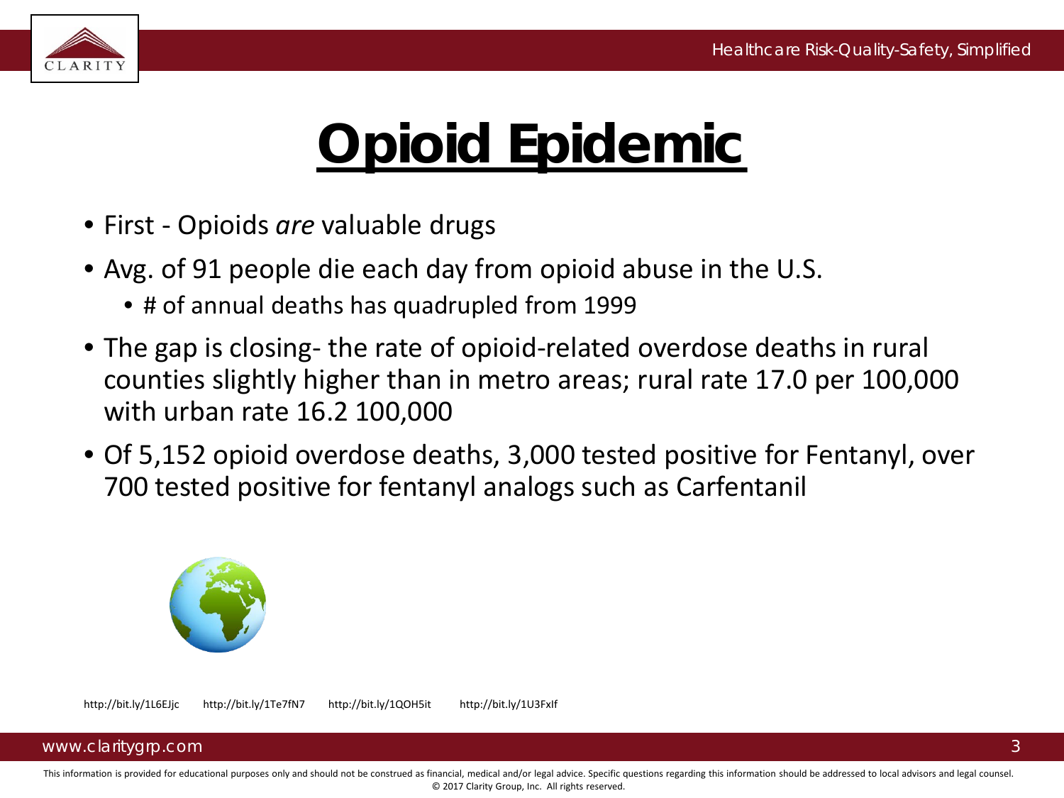# Opioid Epidemic

- First - Opioids *are* valuable drugs
- Avg. of 91 people die each day from opioid abuse in the U.S.
  - # of annual deaths has quadrupled from 1999
- The gap is closing- the rate of opioid-related overdose deaths in rural counties slightly higher than in metro areas; rural rate 17.0 per 100,000 with urban rate 16.2 100,000
- Of 5,152 opioid overdose deaths, 3,000 tested positive for Fentanyl, over 700 tested positive for fentanyl analogs such as Carfentanil

http://bit.ly/1L6EJjc http://bit.ly/1Te7fN7 http://bit.ly/1QOH5it http://bit.ly/1U3FxIf

This information is provided for educational purposes only and should not be construed as financial, medical and/or legal advice. Specific questions regarding this information should be addressed to local advisors and legal counsel.
© 2017 Clarity Group, Inc. All rights reserved.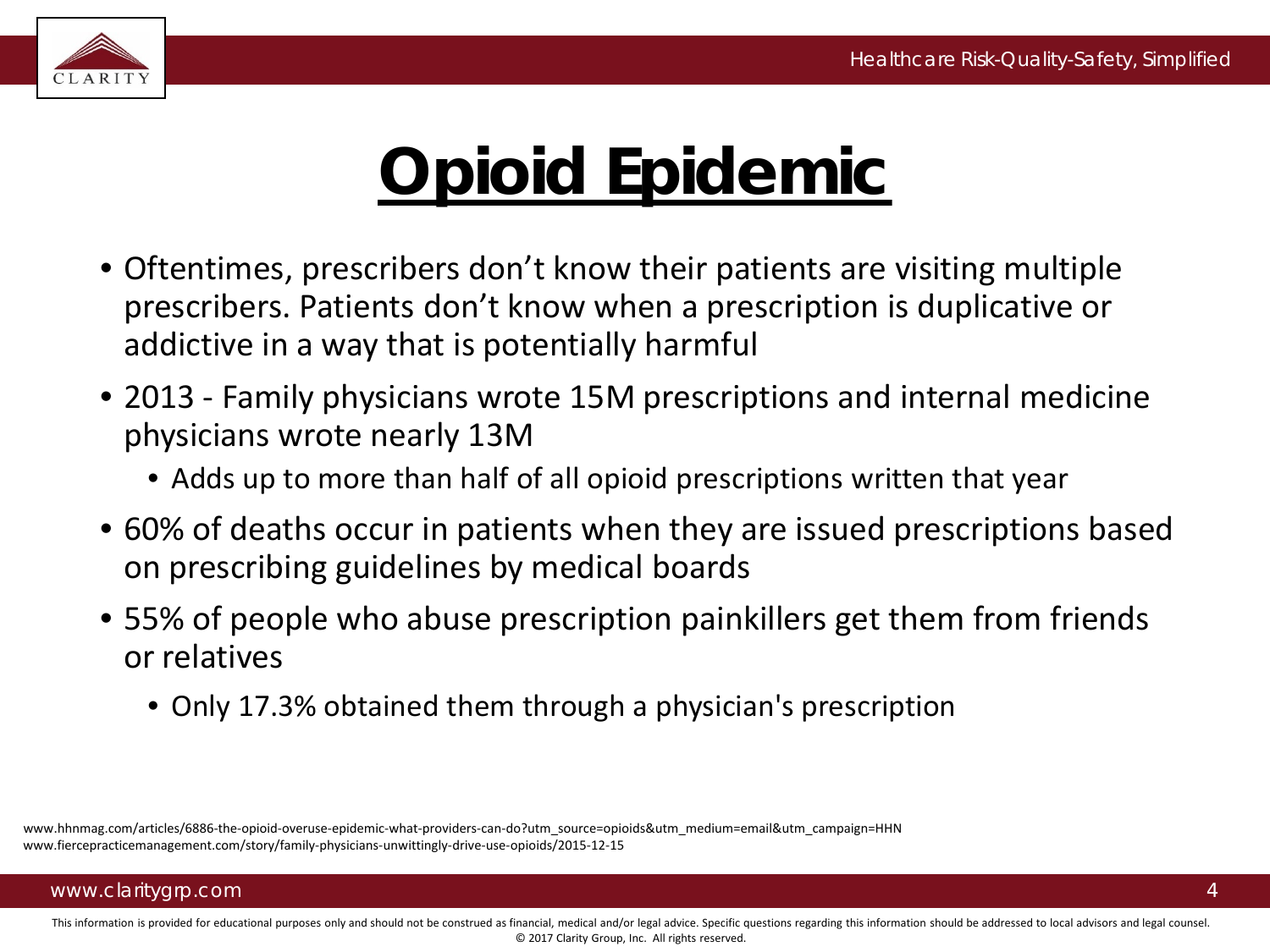# Opioid Epidemic

- Oftentimes, prescribers don't know their patients are visiting multiple prescribers. Patients don't know when a prescription is duplicative or addictive in a way that is potentially harmful
- 2013 - Family physicians wrote 15M prescriptions and internal medicine physicians wrote nearly 13M
  - Adds up to more than half of all opioid prescriptions written that year
- 60% of deaths occur in patients when they are issued prescriptions based on prescribing guidelines by medical boards
- 55% of people who abuse prescription painkillers get them from friends or relatives
  - Only 17.3% obtained them through a physician's prescription

www.hhnmag.com/articles/6886-the-opioid-overuse-epidemic-what-providers-can-do?utm_source=opioids&utm_medium=email&utm_campaign=HHN
www.fiercepracticemanagement.com/story/family-physicians-unwittingly-drive-use-opioids/2015-12-15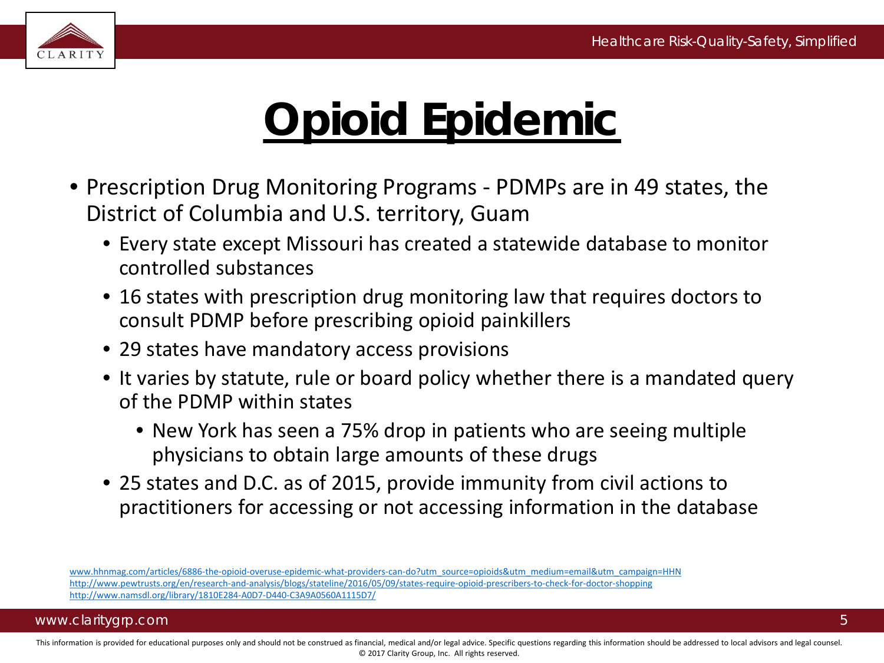# Opioid Epidemic

- Prescription Drug Monitoring Programs - PDMPs are in 49 states, the District of Columbia and U.S. territory, Guam
  - Every state except Missouri has created a statewide database to monitor controlled substances
  - 16 states with prescription drug monitoring law that requires doctors to consult PDMP before prescribing opioid painkillers
  - 29 states have mandatory access provisions
  - It varies by statute, rule or board policy whether there is a mandated query of the PDMP within states
    - New York has seen a 75% drop in patients who are seeing multiple physicians to obtain large amounts of these drugs
  - 25 states and D.C. as of 2015, provide immunity from civil actions to practitioners for accessing or not accessing information in the database

www.hhnmag.com/articles/6886-the-opioid-overuse-epidemic-what-providers-can-do?utm_source=opioids&utm_medium=email&utm_campaign=HHN
http://www.pewtrusts.org/en/research-and-analysis/blogs/stateline/2016/05/09/states-require-opioid-prescribers-to-check-for-doctor-shopping
http://www.namsdl.org/library/1810E284-A0D7-D440-C3A9A0560A1115D7/

This information is provided for educational purposes only and should not be construed as financial, medical and/or legal advice. Specific questions regarding this information should be addressed to local advisors and legal counsel.
© 2017 Clarity Group, Inc. All rights reserved.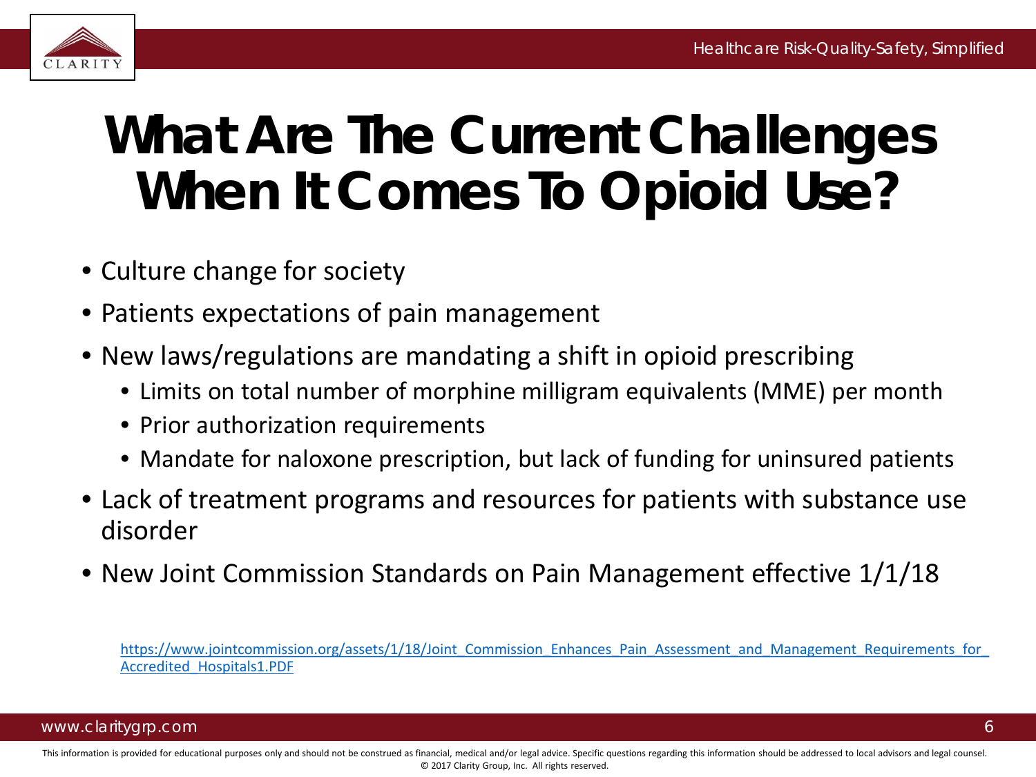# What Are The Current Challenges When It Comes To Opioid Use?

- Culture change for society
- Patients expectations of pain management
- New laws/regulations are mandating a shift in opioid prescribing
  - Limits on total number of morphine milligram equivalents (MME) per month
  - Prior authorization requirements
  - Mandate for naloxone prescription, but lack of funding for uninsured patients
- Lack of treatment programs and resources for patients with substance use disorder
- New Joint Commission Standards on Pain Management effective 1/1/18

https://www.jointcommission.org/assets/1/18/Joint_Commission_Enhances_Pain_Assessment_and_Management_Requirements_for_Accredited_Hospitals1.PDF

This information is provided for educational purposes only and should not be construed as financial, medical and/or legal advice. Specific questions regarding this information should be addressed to local advisors and legal counsel.
© 2017 Clarity Group, Inc. All rights reserved.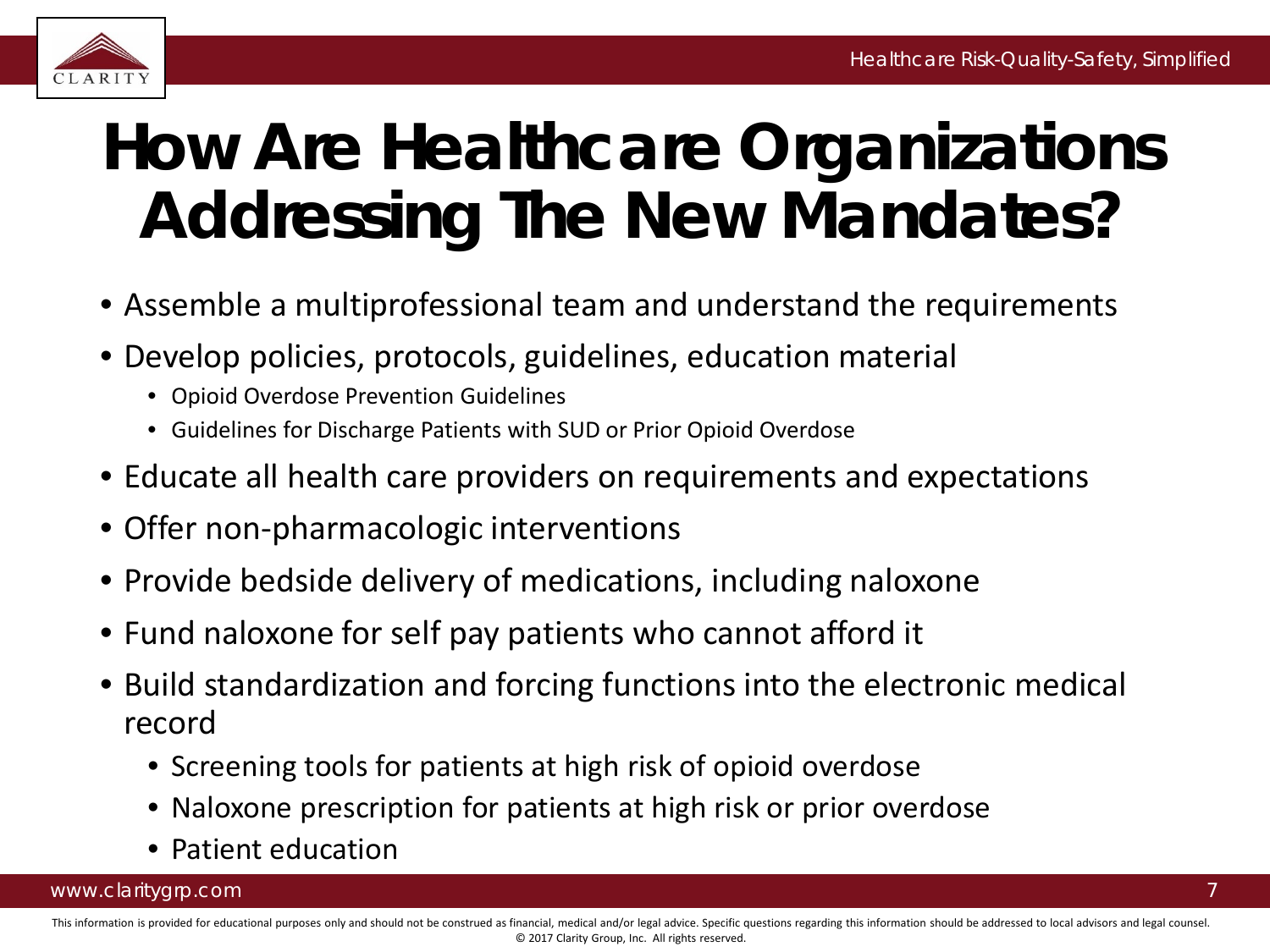# How Are Healthcare Organizations Addressing The New Mandates?

- Assemble a multiprofessional team and understand the requirements
- Develop policies, protocols, guidelines, education material
  - Opioid Overdose Prevention Guidelines
  - Guidelines for Discharge Patients with SUD or Prior Opioid Overdose
- Educate all health care providers on requirements and expectations
- Offer non-pharmacologic interventions
- Provide bedside delivery of medications, including naloxone
- Fund naloxone for self pay patients who cannot afford it
- Build standardization and forcing functions into the electronic medical record
  - Screening tools for patients at high risk of opioid overdose
  - Naloxone prescription for patients at high risk or prior overdose
  - Patient education

This information is provided for educational purposes only and should not be construed as financial, medical and/or legal advice. Specific questions regarding this information should be addressed to local advisors and legal counsel.
© 2017 Clarity Group, Inc. All rights reserved.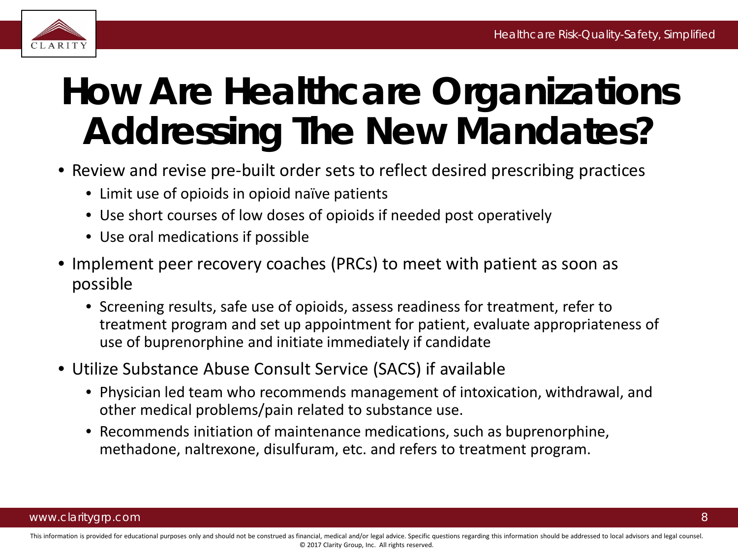# How Are Healthcare Organizations Addressing The New Mandates?

- Review and revise pre-built order sets to reflect desired prescribing practices
  - Limit use of opioids in opioid naïve patients
  - Use short courses of low doses of opioids if needed post operatively
  - Use oral medications if possible
- Implement peer recovery coaches (PRCs) to meet with patient as soon as possible
  - Screening results, safe use of opioids, assess readiness for treatment, refer to treatment program and set up appointment for patient, evaluate appropriateness of use of buprenorphine and initiate immediately if candidate
- Utilize Substance Abuse Consult Service (SACS) if available
  - Physician led team who recommends management of intoxication, withdrawal, and other medical problems/pain related to substance use.
  - Recommends initiation of maintenance medications, such as buprenorphine, methadone, naltrexone, disulfuram, etc. and refers to treatment program.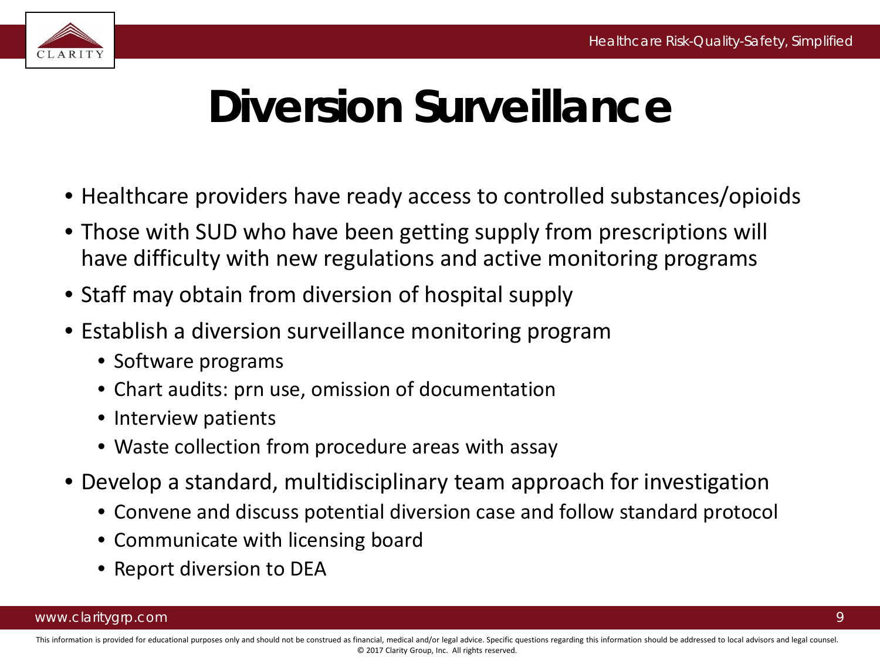# Diversion Surveillance

- Healthcare providers have ready access to controlled substances/opioids
- Those with SUD who have been getting supply from prescriptions will have difficulty with new regulations and active monitoring programs
- Staff may obtain from diversion of hospital supply
- Establish a diversion surveillance monitoring program
  - Software programs
  - Chart audits: prn use, omission of documentation
  - Interview patients
  - Waste collection from procedure areas with assay
- Develop a standard, multidisciplinary team approach for investigation
  - Convene and discuss potential diversion case and follow standard protocol
  - Communicate with licensing board
  - Report diversion to DEA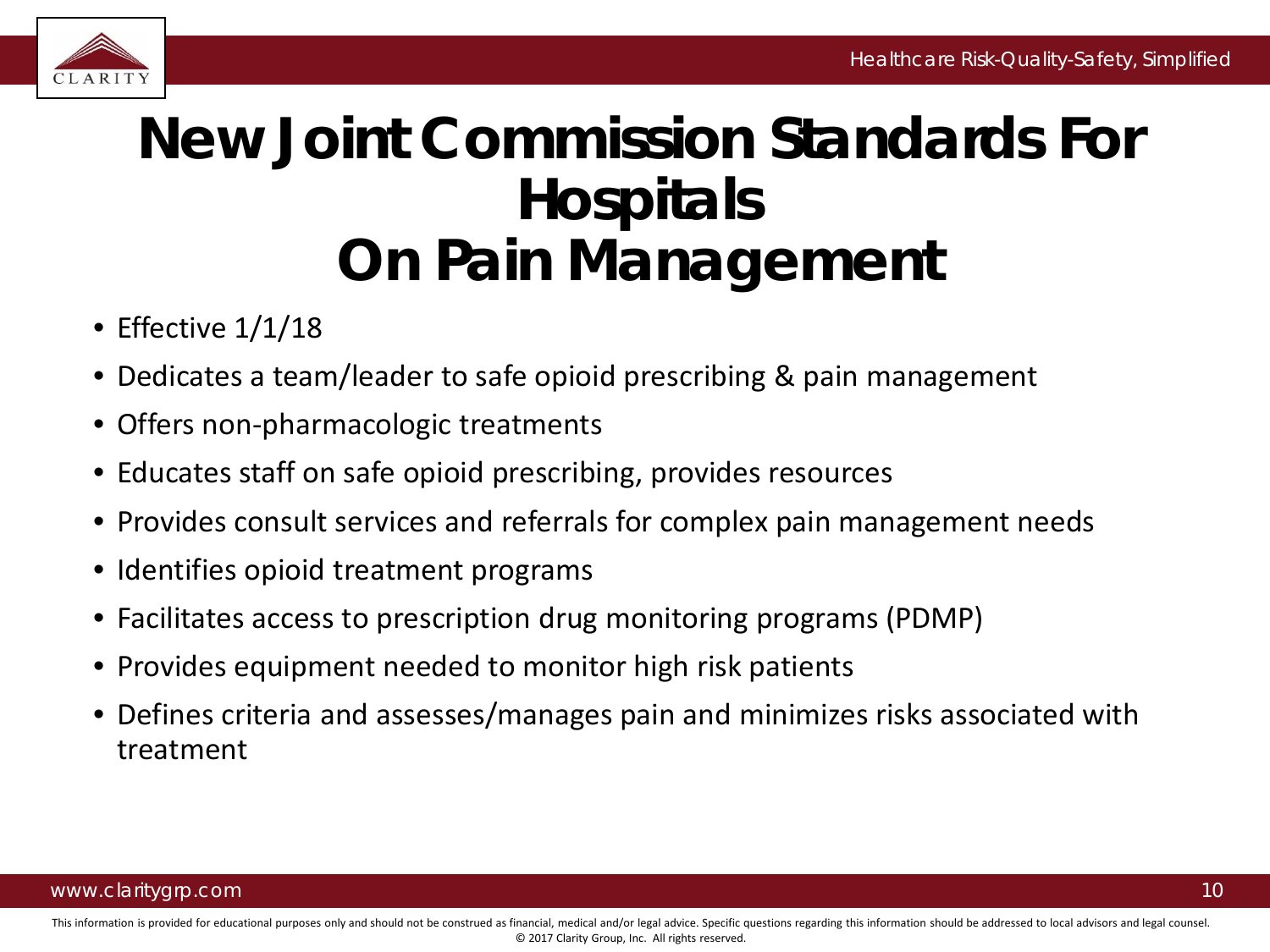# New Joint Commission Standards For Hospitals On Pain Management

- Effective 1/1/18
- Dedicates a team/leader to safe opioid prescribing & pain management
- Offers non-pharmacologic treatments
- Educates staff on safe opioid prescribing, provides resources
- Provides consult services and referrals for complex pain management needs
- Identifies opioid treatment programs
- Facilitates access to prescription drug monitoring programs (PDMP)
- Provides equipment needed to monitor high risk patients
- Defines criteria and assesses/manages pain and minimizes risks associated with treatment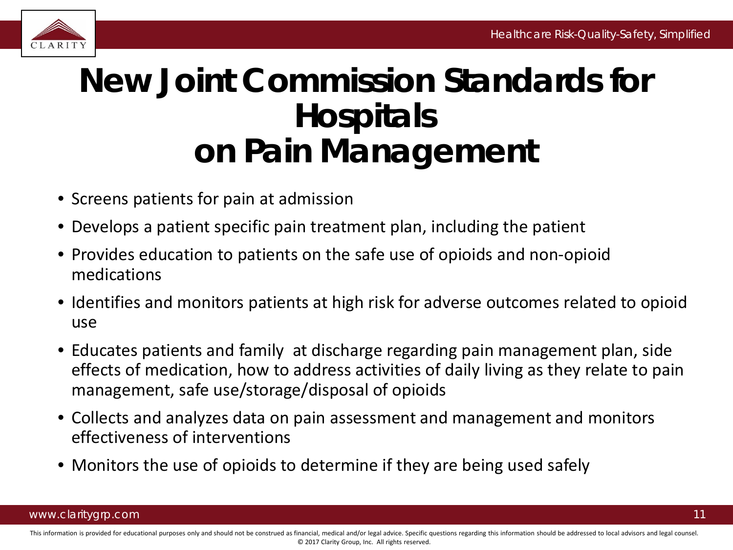# New Joint Commission Standards for Hospitals on Pain Management

- Screens patients for pain at admission
- Develops a patient specific pain treatment plan, including the patient
- Provides education to patients on the safe use of opioids and non-opioid medications
- Identifies and monitors patients at high risk for adverse outcomes related to opioid use
- Educates patients and family at discharge regarding pain management plan, side effects of medication, how to address activities of daily living as they relate to pain management, safe use/storage/disposal of opioids
- Collects and analyzes data on pain assessment and management and monitors effectiveness of interventions
- Monitors the use of opioids to determine if they are being used safely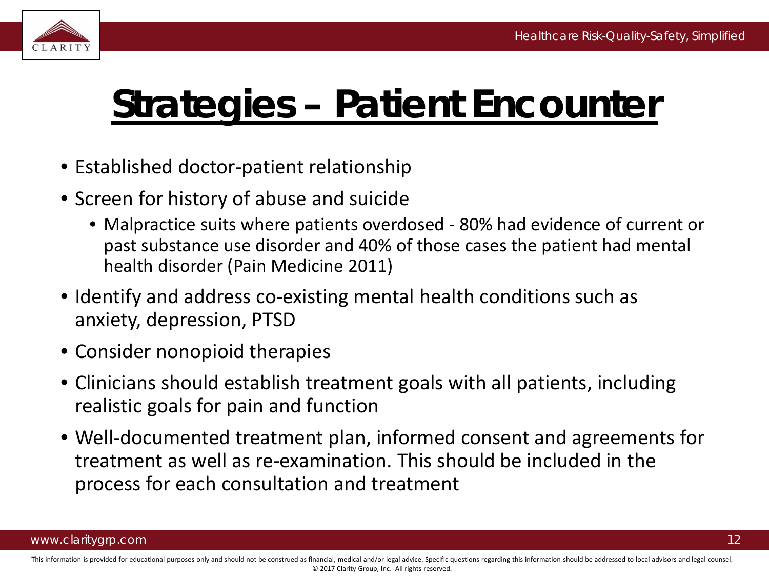# Strategies – Patient Encounter

- Established doctor-patient relationship
- Screen for history of abuse and suicide
  - Malpractice suits where patients overdosed - 80% had evidence of current or past substance use disorder and 40% of those cases the patient had mental health disorder (Pain Medicine 2011)
- Identify and address co-existing mental health conditions such as anxiety, depression, PTSD
- Consider nonopioid therapies
- Clinicians should establish treatment goals with all patients, including realistic goals for pain and function
- Well-documented treatment plan, informed consent and agreements for treatment as well as re-examination. This should be included in the process for each consultation and treatment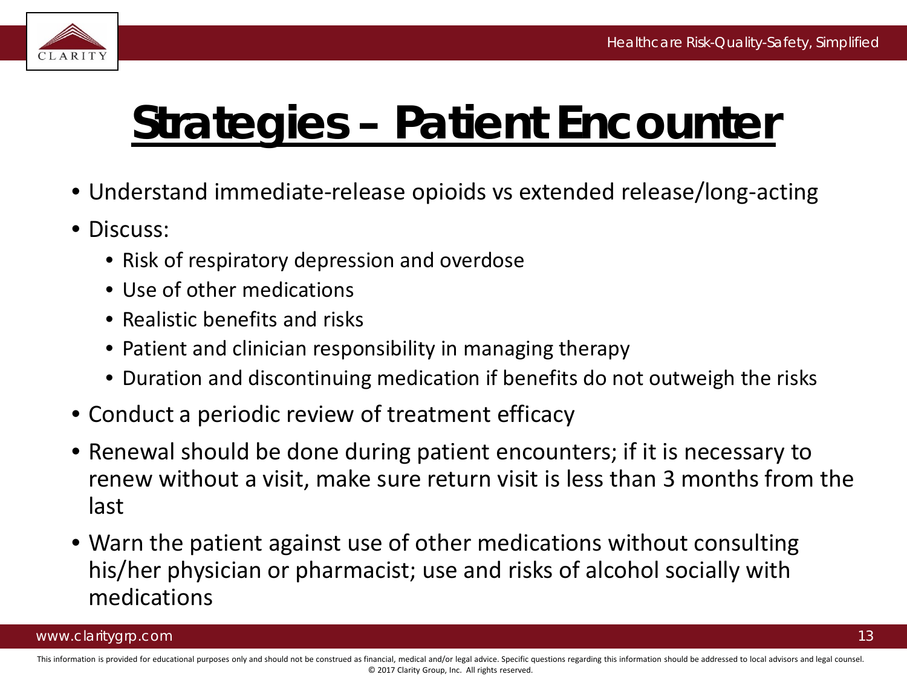# Strategies – Patient Encounter

- Understand immediate-release opioids vs extended release/long-acting
- Discuss:
  - Risk of respiratory depression and overdose
  - Use of other medications
  - Realistic benefits and risks
  - Patient and clinician responsibility in managing therapy
  - Duration and discontinuing medication if benefits do not outweigh the risks
- Conduct a periodic review of treatment efficacy
- Renewal should be done during patient encounters; if it is necessary to renew without a visit, make sure return visit is less than 3 months from the last
- Warn the patient against use of other medications without consulting his/her physician or pharmacist; use and risks of alcohol socially with medications

This information is provided for educational purposes only and should not be construed as financial, medical and/or legal advice. Specific questions regarding this information should be addressed to local advisors and legal counsel.
© 2017 Clarity Group, Inc. All rights reserved.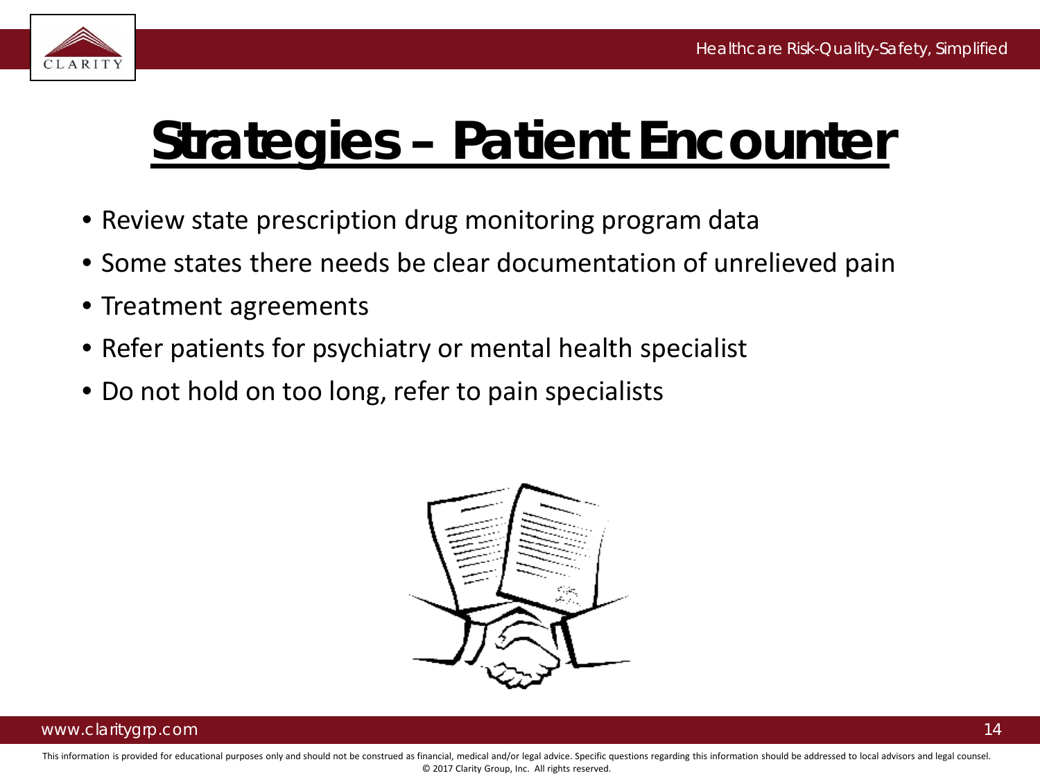# Strategies – Patient Encounter

- Review state prescription drug monitoring program data
- Some states there needs be clear documentation of unrelieved pain
- Treatment agreements
- Refer patients for psychiatry or mental health specialist
- Do not hold on too long, refer to pain specialists

This information is provided for educational purposes only and should not be construed as financial, medical and/or legal advice. Specific questions regarding this information should be addressed to local advisors and legal counsel.
© 2017 Clarity Group, Inc. All rights reserved.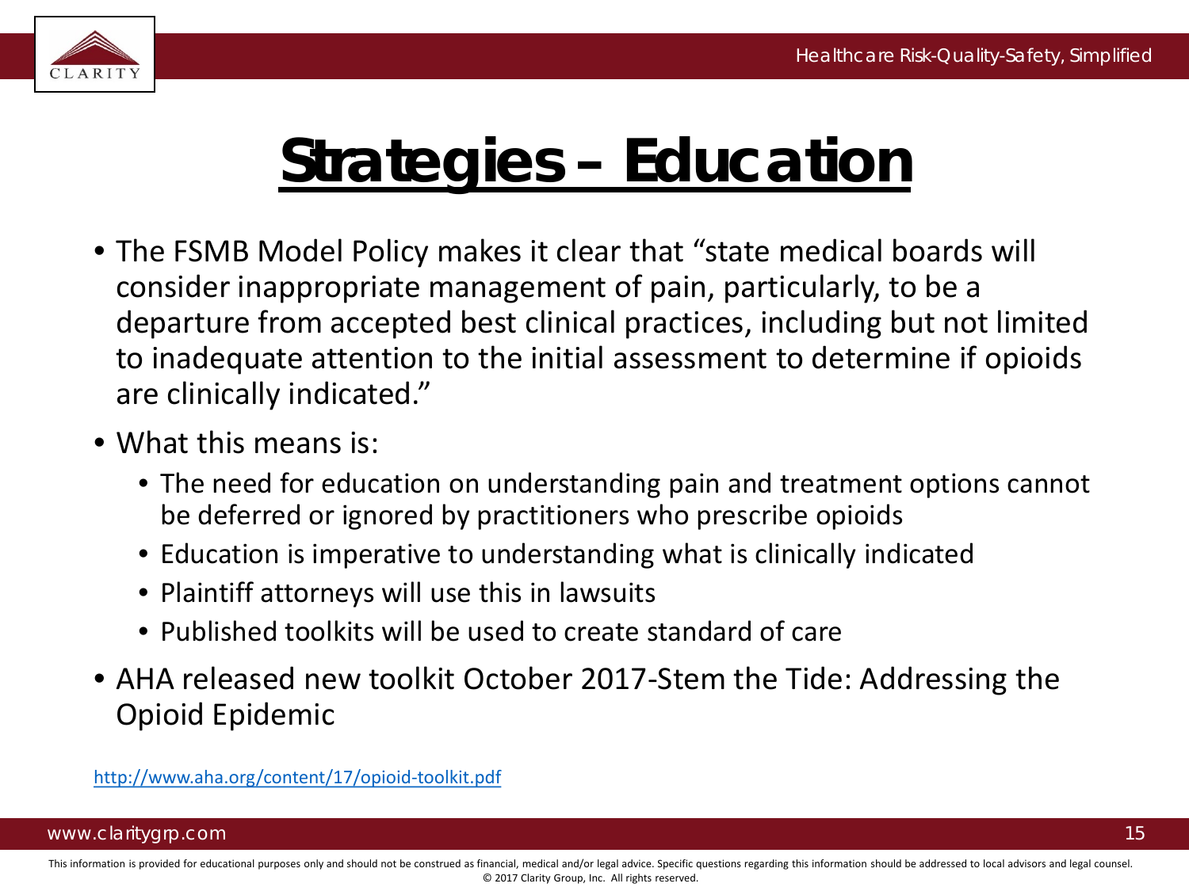# Strategies – Education

- The FSMB Model Policy makes it clear that "state medical boards will consider inappropriate management of pain, particularly, to be a departure from accepted best clinical practices, including but not limited to inadequate attention to the initial assessment to determine if opioids are clinically indicated."
- What this means is:
  - The need for education on understanding pain and treatment options cannot be deferred or ignored by practitioners who prescribe opioids
  - Education is imperative to understanding what is clinically indicated
  - Plaintiff attorneys will use this in lawsuits
  - Published toolkits will be used to create standard of care
- AHA released new toolkit October 2017-Stem the Tide: Addressing the Opioid Epidemic

http://www.aha.org/content/17/opioid-toolkit.pdf

This information is provided for educational purposes only and should not be construed as financial, medical and/or legal advice. Specific questions regarding this information should be addressed to local advisors and legal counsel.
© 2017 Clarity Group, Inc. All rights reserved.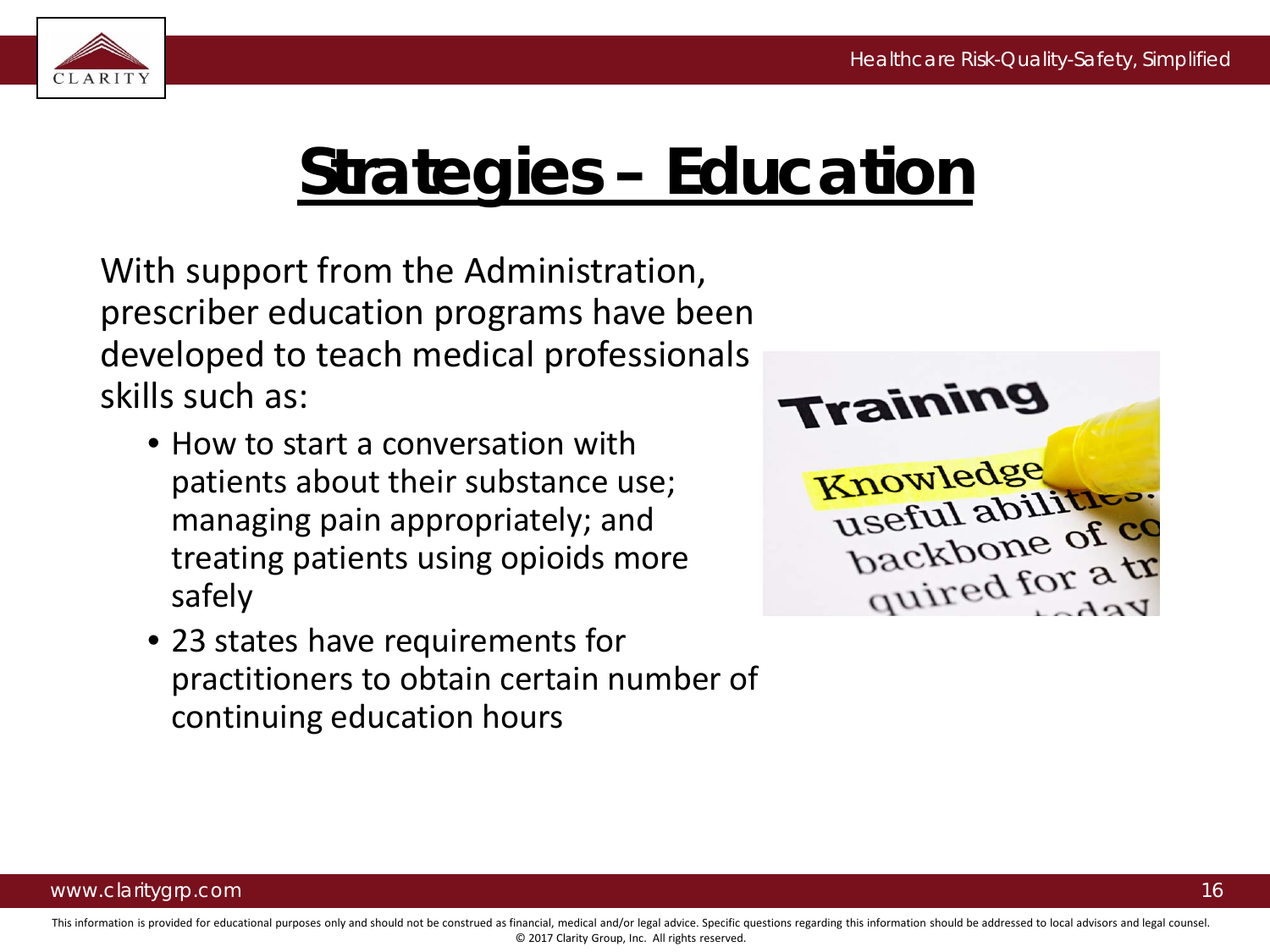# Strategies – Education

With support from the Administration, prescriber education programs have been developed to teach medical professionals skills such as:

- How to start a conversation with patients about their substance use; managing pain appropriately; and treating patients using opioids more safely
- 23 states have requirements for practitioners to obtain certain number of continuing education hours

This information is provided for educational purposes only and should not be construed as financial, medical and/or legal advice. Specific questions regarding this information should be addressed to local advisors and legal counsel.
© 2017 Clarity Group, Inc. All rights reserved.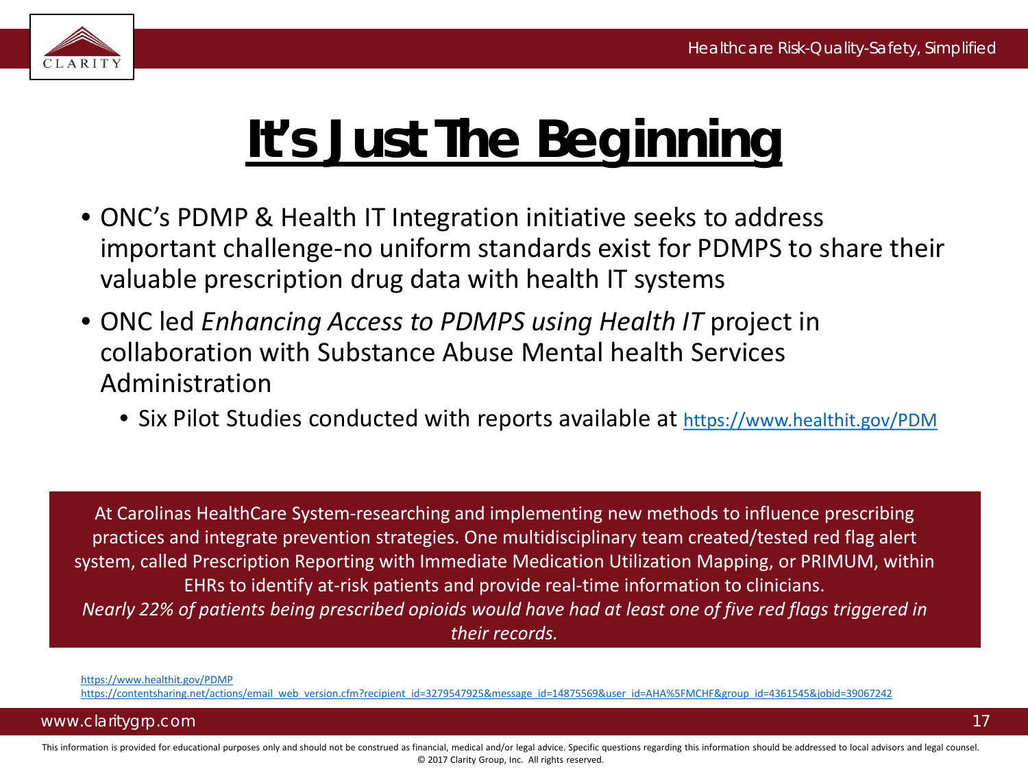# It's Just The Beginning

- ONC's PDMP & Health IT Integration initiative seeks to address important challenge-no uniform standards exist for PDMPS to share their valuable prescription drug data with health IT systems
- ONC led *Enhancing Access to PDMPS using Health IT* project in collaboration with Substance Abuse Mental health Services Administration
  - Six Pilot Studies conducted with reports available at https://www.healthit.gov/PDM

At Carolinas HealthCare System-researching and implementing new methods to influence prescribing practices and integrate prevention strategies. One multidisciplinary team created/tested red flag alert system, called Prescription Reporting with Immediate Medication Utilization Mapping, or PRIMUM, within EHRs to identify at-risk patients and provide real-time information to clinicians.
*Nearly 22% of patients being prescribed opioids would have had at least one of five red flags triggered in their records.*

https://www.healthit.gov/PDMP
https://contentsharing.net/actions/email_web_version.cfm?recipient_id=3279547925&message_id=14875569&user_id=AHA%5FMCHF&group_id=4361545&jobid=39067242

This information is provided for educational purposes only and should not be construed as financial, medical and/or legal advice. Specific questions regarding this information should be addressed to local advisors and legal counsel.
© 2017 Clarity Group, Inc. All rights reserved.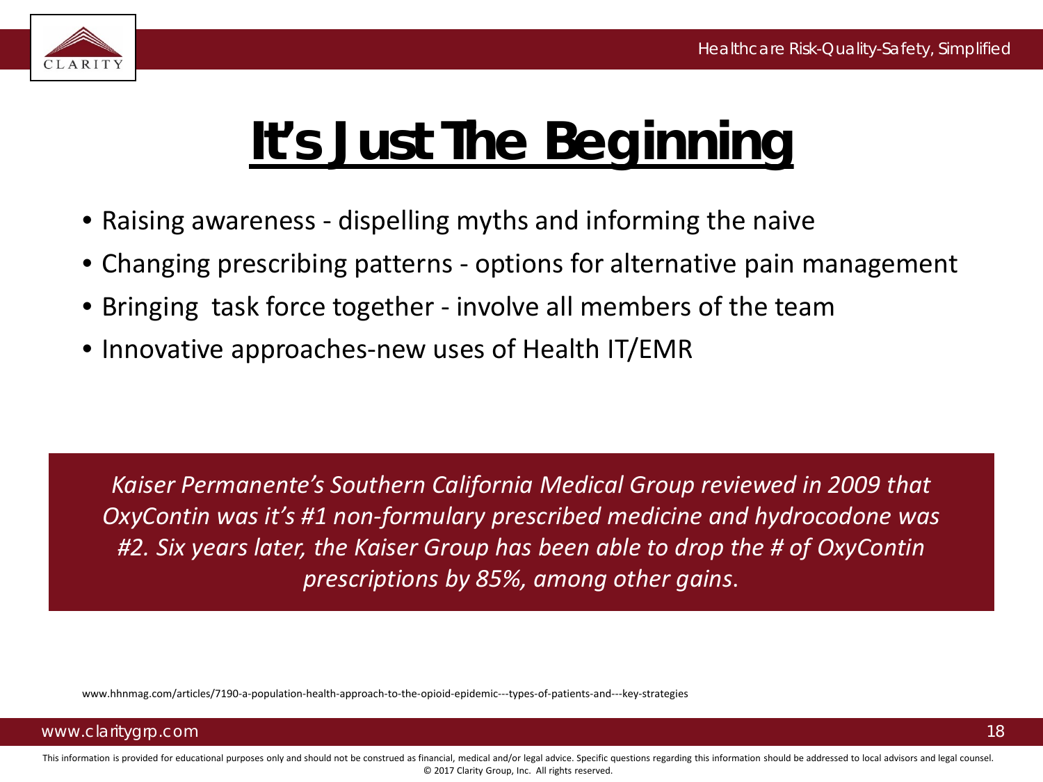# It's Just The Beginning

- Raising awareness - dispelling myths and informing the naive
- Changing prescribing patterns - options for alternative pain management
- Bringing  task force together - involve all members of the team
- Innovative approaches-new uses of Health IT/EMR

*Kaiser Permanente's Southern California Medical Group reviewed in 2009 that OxyContin was it's #1 non-formulary prescribed medicine and hydrocodone was #2. Six years later, the Kaiser Group has been able to drop the # of OxyContin prescriptions by 85%, among other gains.*

www.hhnmag.com/articles/7190-a-population-health-approach-to-the-opioid-epidemic---types-of-patients-and---key-strategies

This information is provided for educational purposes only and should not be construed as financial, medical and/or legal advice. Specific questions regarding this information should be addressed to local advisors and legal counsel.
© 2017 Clarity Group, Inc. All rights reserved.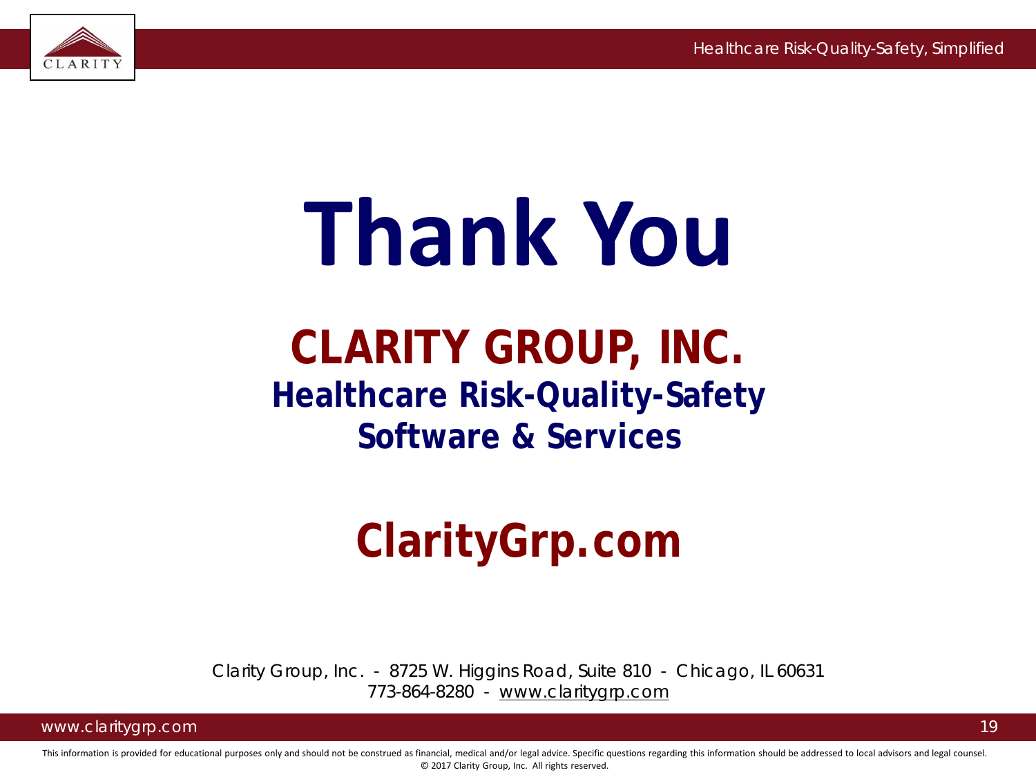# Thank You

## CLARITY GROUP, INC.

### Healthcare Risk-Quality-Safety Software & Services

## ClarityGrp.com

Clarity Group, Inc. - 8725 W. Higgins Road, Suite 810 - Chicago, IL 60631
773-864-8280 - www.claritygrp.com

This information is provided for educational purposes only and should not be construed as financial, medical and/or legal advice. Specific questions regarding this information should be addressed to local advisors and legal counsel.
© 2017 Clarity Group, Inc. All rights reserved.